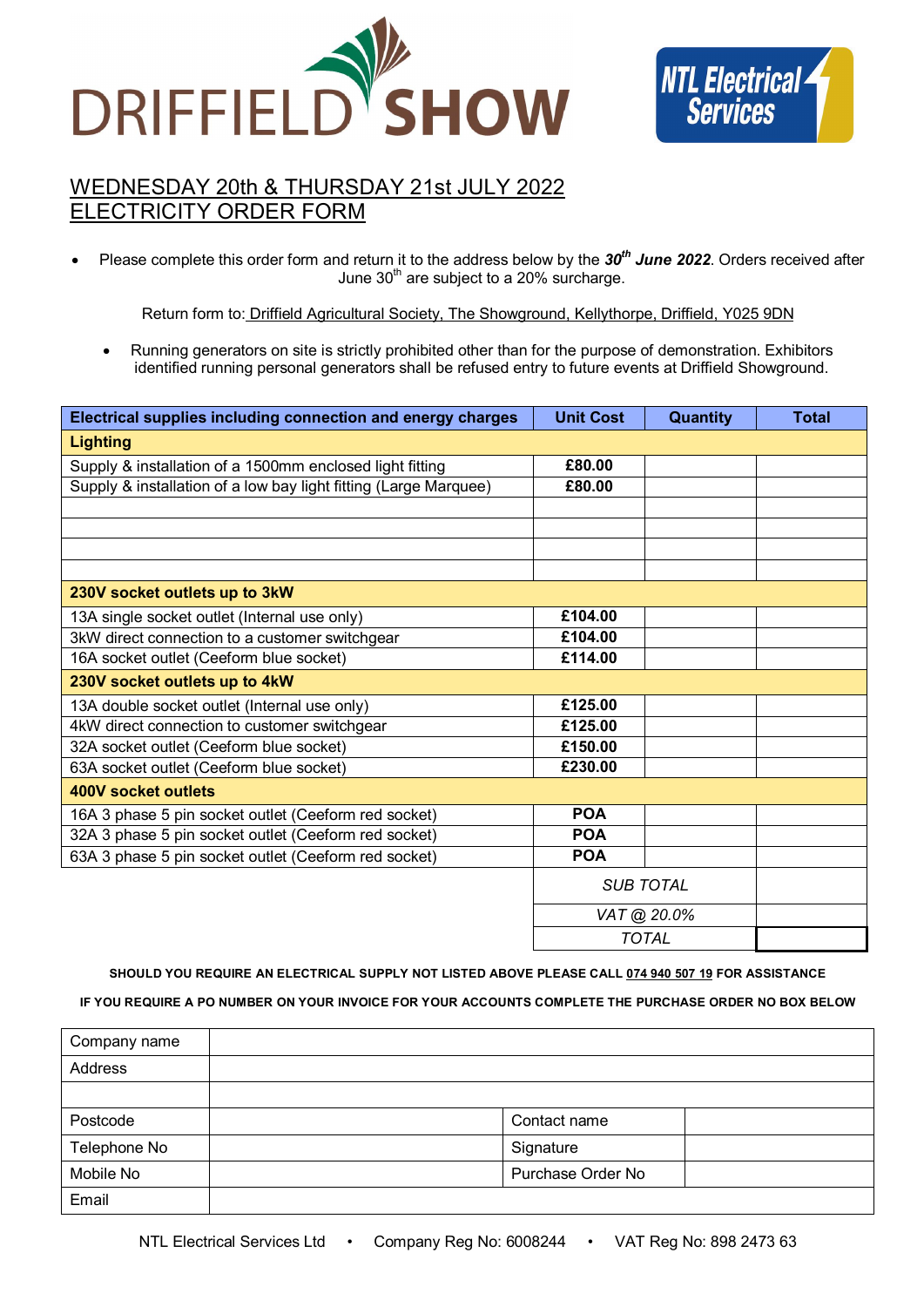DRIFFIELD SHOW

NTL Electrical Services

## WEDNESDAY 20th & THURSDAY 21st JULY 2022
## ELECTRICITY ORDER FORM

- Please complete this order form and return it to the address below by the ***30th June 2022***. Orders received after June 30th are subject to a 20% surcharge.

Return form to: Driffield Agricultural Society, The Showground, Kellythorpe, Driffield, Y025 9DN

- Running generators on site is strictly prohibited other than for the purpose of demonstration. Exhibitors identified running personal generators shall be refused entry to future events at Driffield Showground.

| Electrical supplies including connection and energy charges | Unit Cost | Quantity | Total |
|---|---|---|---|
| **Lighting** | | | |
| Supply & installation of a 1500mm enclosed light fitting | £80.00 | | |
| Supply & installation of a low bay light fitting (Large Marquee) | £80.00 | | |
| | | | |
| | | | |
| | | | |
| | | | |
| **230V socket outlets up to 3kW** | | | |
| 13A single socket outlet (Internal use only) | £104.00 | | |
| 3kW direct connection to a customer switchgear | £104.00 | | |
| 16A socket outlet (Ceeform blue socket) | £114.00 | | |
| **230V socket outlets up to 4kW** | | | |
| 13A double socket outlet (Internal use only) | £125.00 | | |
| 4kW direct connection to customer switchgear | £125.00 | | |
| 32A socket outlet (Ceeform blue socket) | £150.00 | | |
| 63A socket outlet (Ceeform blue socket) | £230.00 | | |
| **400V socket outlets** | | | |
| 16A 3 phase 5 pin socket outlet (Ceeform red socket) | POA | | |
| 32A 3 phase 5 pin socket outlet (Ceeform red socket) | POA | | |
| 63A 3 phase 5 pin socket outlet (Ceeform red socket) | POA | | |
| | *SUB TOTAL* | | |
| | *VAT @ 20.0%* | | |
| | *TOTAL* | | |

**SHOULD YOU REQUIRE AN ELECTRICAL SUPPLY NOT LISTED ABOVE PLEASE CALL 074 940 507 19 FOR ASSISTANCE**

**IF YOU REQUIRE A PO NUMBER ON YOUR INVOICE FOR YOUR ACCOUNTS COMPLETE THE PURCHASE ORDER NO BOX BELOW**

| Company name | | | |
|---|---|---|---|
| Address | | | |
| | | | |
| Postcode | | Contact name | |
| Telephone No | | Signature | |
| Mobile No | | Purchase Order No | |
| Email | | | |

NTL Electrical Services Ltd • Company Reg No: 6008244 • VAT Reg No: 898 2473 63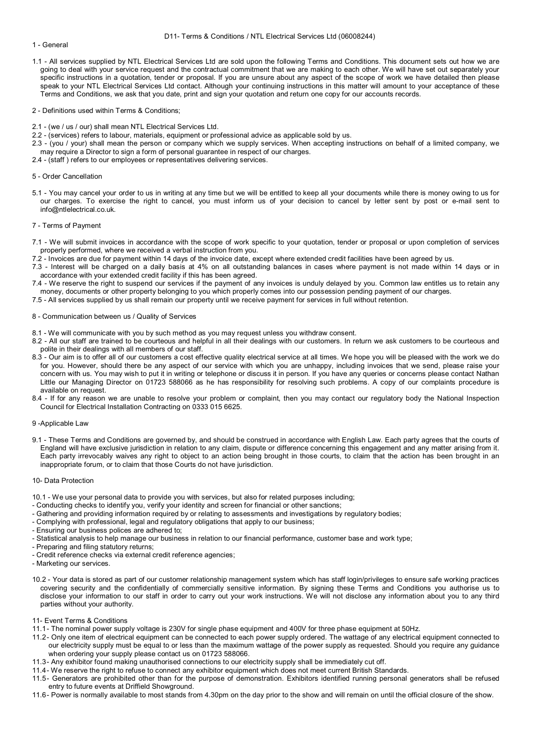# D11- Terms & Conditions / NTL Electrical Services Ltd (06008244)

## 1 - General

1.1 - All services supplied by NTL Electrical Services Ltd are sold upon the following Terms and Conditions. This document sets out how we are going to deal with your service request and the contractual commitment that we are making to each other. We will have set out separately your specific instructions in a quotation, tender or proposal. If you are unsure about any aspect of the scope of work we have detailed then please speak to your NTL Electrical Services Ltd contact. Although your continuing instructions in this matter will amount to your acceptance of these Terms and Conditions, we ask that you date, print and sign your quotation and return one copy for our accounts records.

## 2 - Definitions used within Terms & Conditions;

2.1 - (we / us / our) shall mean NTL Electrical Services Ltd.
2.2 - (services) refers to labour, materials, equipment or professional advice as applicable sold by us.
2.3 - (you / your) shall mean the person or company which we supply services. When accepting instructions on behalf of a limited company, we may require a Director to sign a form of personal guarantee in respect of our charges.
2.4 - (staff ) refers to our employees or representatives delivering services.

## 5 - Order Cancellation

5.1 - You may cancel your order to us in writing at any time but we will be entitled to keep all your documents while there is money owing to us for our charges. To exercise the right to cancel, you must inform us of your decision to cancel by letter sent by post or e-mail sent to info@ntlelectrical.co.uk.

## 7 - Terms of Payment

7.1 - We will submit invoices in accordance with the scope of work specific to your quotation, tender or proposal or upon completion of services properly performed, where we received a verbal instruction from you.
7.2 - Invoices are due for payment within 14 days of the invoice date, except where extended credit facilities have been agreed by us.
7.3 - Interest will be charged on a daily basis at 4% on all outstanding balances in cases where payment is not made within 14 days or in accordance with your extended credit facility if this has been agreed.
7.4 - We reserve the right to suspend our services if the payment of any invoices is unduly delayed by you. Common law entitles us to retain any money, documents or other property belonging to you which properly comes into our possession pending payment of our charges.
7.5 - All services supplied by us shall remain our property until we receive payment for services in full without retention.

## 8 - Communication between us / Quality of Services

8.1 - We will communicate with you by such method as you may request unless you withdraw consent.
8.2 - All our staff are trained to be courteous and helpful in all their dealings with our customers. In return we ask customers to be courteous and polite in their dealings with all members of our staff.
8.3 - Our aim is to offer all of our customers a cost effective quality electrical service at all times. We hope you will be pleased with the work we do for you. However, should there be any aspect of our service with which you are unhappy, including invoices that we send, please raise your concern with us. You may wish to put it in writing or telephone or discuss it in person. If you have any queries or concerns please contact Nathan Little our Managing Director on 01723 588066 as he has responsibility for resolving such problems. A copy of our complaints procedure is available on request.
8.4 - If for any reason we are unable to resolve your problem or complaint, then you may contact our regulatory body the National Inspection Council for Electrical Installation Contracting on 0333 015 6625.

## 9 -Applicable Law

9.1 - These Terms and Conditions are governed by, and should be construed in accordance with English Law. Each party agrees that the courts of England will have exclusive jurisdiction in relation to any claim, dispute or difference concerning this engagement and any matter arising from it. Each party irrevocably waives any right to object to an action being brought in those courts, to claim that the action has been brought in an inappropriate forum, or to claim that those Courts do not have jurisdiction.

## 10- Data Protection

10.1 - We use your personal data to provide you with services, but also for related purposes including;
- Conducting checks to identify you, verify your identity and screen for financial or other sanctions;
- Gathering and providing information required by or relating to assessments and investigations by regulatory bodies;
- Complying with professional, legal and regulatory obligations that apply to our business;
- Ensuring our business polices are adhered to;
- Statistical analysis to help manage our business in relation to our financial performance, customer base and work type;
- Preparing and filing statutory returns;
- Credit reference checks via external credit reference agencies;
- Marketing our services.

10.2 - Your data is stored as part of our customer relationship management system which has staff login/privileges to ensure safe working practices covering security and the confidentially of commercially sensitive information. By signing these Terms and Conditions you authorise us to disclose your information to our staff in order to carry out your work instructions. We will not disclose any information about you to any third parties without your authority.

## 11- Event Terms & Conditions

11.1- The nominal power supply voltage is 230V for single phase equipment and 400V for three phase equipment at 50Hz.
11.2- Only one item of electrical equipment can be connected to each power supply ordered. The wattage of any electrical equipment connected to our electricity supply must be equal to or less than the maximum wattage of the power supply as requested. Should you require any guidance when ordering your supply please contact us on 01723 588066.
11.3- Any exhibitor found making unauthorised connections to our electricity supply shall be immediately cut off.
11.4- We reserve the right to refuse to connect any exhibitor equipment which does not meet current British Standards.
11.5- Generators are prohibited other than for the purpose of demonstration. Exhibitors identified running personal generators shall be refused entry to future events at Driffield Showground.
11.6- Power is normally available to most stands from 4.30pm on the day prior to the show and will remain on until the official closure of the show.